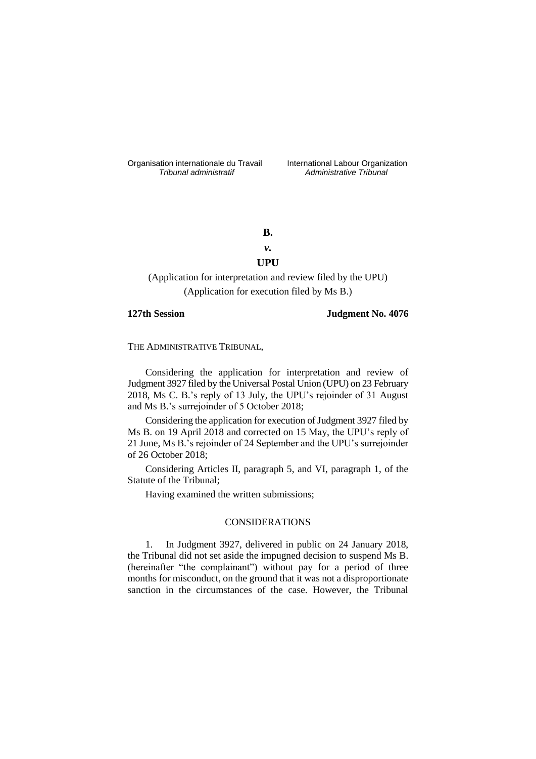Organisation internationale du Travail
*Tribunal administratif*

International Labour Organization
*Administrative Tribunal*

**B.**

***v.***

**UPU**

(Application for interpretation and review filed by the UPU)
(Application for execution filed by Ms B.)

**127th Session** **Judgment No. 4076**

THE ADMINISTRATIVE TRIBUNAL,

Considering the application for interpretation and review of Judgment 3927 filed by the Universal Postal Union (UPU) on 23 February 2018, Ms C. B.'s reply of 13 July, the UPU's rejoinder of 31 August and Ms B.'s surrejoinder of 5 October 2018;

Considering the application for execution of Judgment 3927 filed by Ms B. on 19 April 2018 and corrected on 15 May, the UPU's reply of 21 June, Ms B.'s rejoinder of 24 September and the UPU's surrejoinder of 26 October 2018;

Considering Articles II, paragraph 5, and VI, paragraph 1, of the Statute of the Tribunal;

Having examined the written submissions;

## CONSIDERATIONS

1. In Judgment 3927, delivered in public on 24 January 2018, the Tribunal did not set aside the impugned decision to suspend Ms B. (hereinafter "the complainant") without pay for a period of three months for misconduct, on the ground that it was not a disproportionate sanction in the circumstances of the case. However, the Tribunal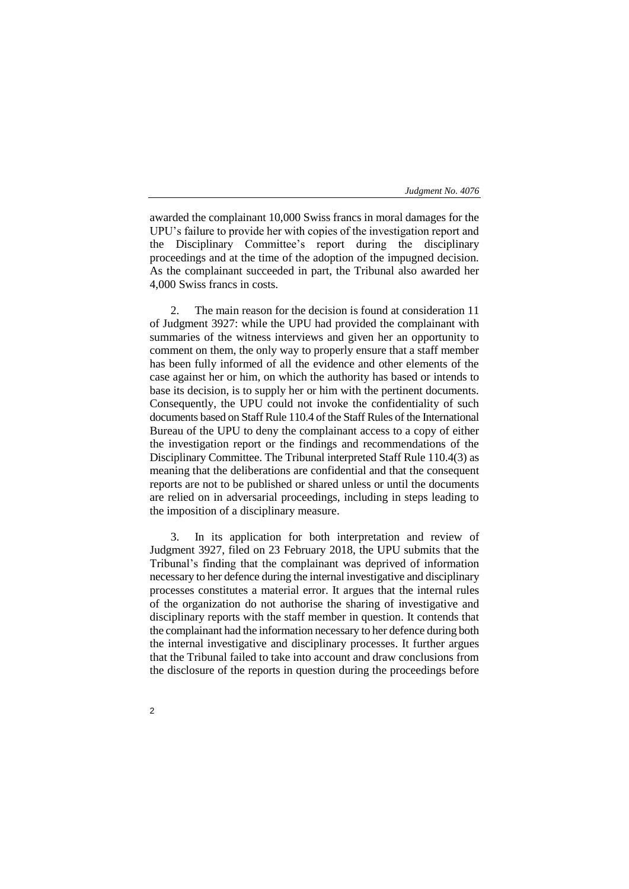awarded the complainant 10,000 Swiss francs in moral damages for the UPU's failure to provide her with copies of the investigation report and the Disciplinary Committee's report during the disciplinary proceedings and at the time of the adoption of the impugned decision. As the complainant succeeded in part, the Tribunal also awarded her 4,000 Swiss francs in costs.

2. The main reason for the decision is found at consideration 11 of Judgment 3927: while the UPU had provided the complainant with summaries of the witness interviews and given her an opportunity to comment on them, the only way to properly ensure that a staff member has been fully informed of all the evidence and other elements of the case against her or him, on which the authority has based or intends to base its decision, is to supply her or him with the pertinent documents. Consequently, the UPU could not invoke the confidentiality of such documents based on Staff Rule 110.4 of the Staff Rules of the International Bureau of the UPU to deny the complainant access to a copy of either the investigation report or the findings and recommendations of the Disciplinary Committee. The Tribunal interpreted Staff Rule 110.4(3) as meaning that the deliberations are confidential and that the consequent reports are not to be published or shared unless or until the documents are relied on in adversarial proceedings, including in steps leading to the imposition of a disciplinary measure.

3. In its application for both interpretation and review of Judgment 3927, filed on 23 February 2018, the UPU submits that the Tribunal's finding that the complainant was deprived of information necessary to her defence during the internal investigative and disciplinary processes constitutes a material error. It argues that the internal rules of the organization do not authorise the sharing of investigative and disciplinary reports with the staff member in question. It contends that the complainant had the information necessary to her defence during both the internal investigative and disciplinary processes. It further argues that the Tribunal failed to take into account and draw conclusions from the disclosure of the reports in question during the proceedings before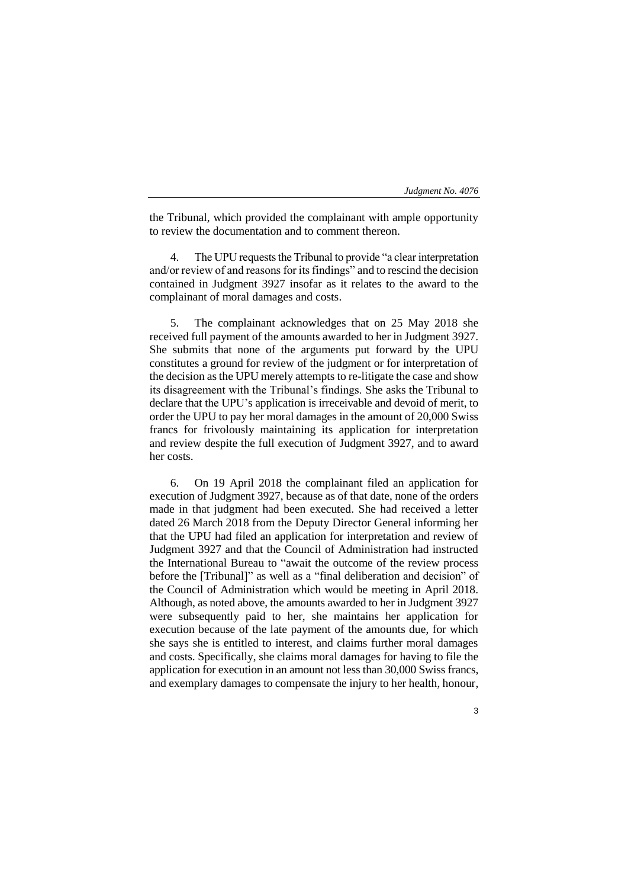the Tribunal, which provided the complainant with ample opportunity to review the documentation and to comment thereon.

4. The UPU requests the Tribunal to provide "a clear interpretation and/or review of and reasons for its findings" and to rescind the decision contained in Judgment 3927 insofar as it relates to the award to the complainant of moral damages and costs.

5. The complainant acknowledges that on 25 May 2018 she received full payment of the amounts awarded to her in Judgment 3927. She submits that none of the arguments put forward by the UPU constitutes a ground for review of the judgment or for interpretation of the decision as the UPU merely attempts to re-litigate the case and show its disagreement with the Tribunal's findings. She asks the Tribunal to declare that the UPU's application is irreceivable and devoid of merit, to order the UPU to pay her moral damages in the amount of 20,000 Swiss francs for frivolously maintaining its application for interpretation and review despite the full execution of Judgment 3927, and to award her costs.

6. On 19 April 2018 the complainant filed an application for execution of Judgment 3927, because as of that date, none of the orders made in that judgment had been executed. She had received a letter dated 26 March 2018 from the Deputy Director General informing her that the UPU had filed an application for interpretation and review of Judgment 3927 and that the Council of Administration had instructed the International Bureau to "await the outcome of the review process before the [Tribunal]" as well as a "final deliberation and decision" of the Council of Administration which would be meeting in April 2018. Although, as noted above, the amounts awarded to her in Judgment 3927 were subsequently paid to her, she maintains her application for execution because of the late payment of the amounts due, for which she says she is entitled to interest, and claims further moral damages and costs. Specifically, she claims moral damages for having to file the application for execution in an amount not less than 30,000 Swiss francs, and exemplary damages to compensate the injury to her health, honour,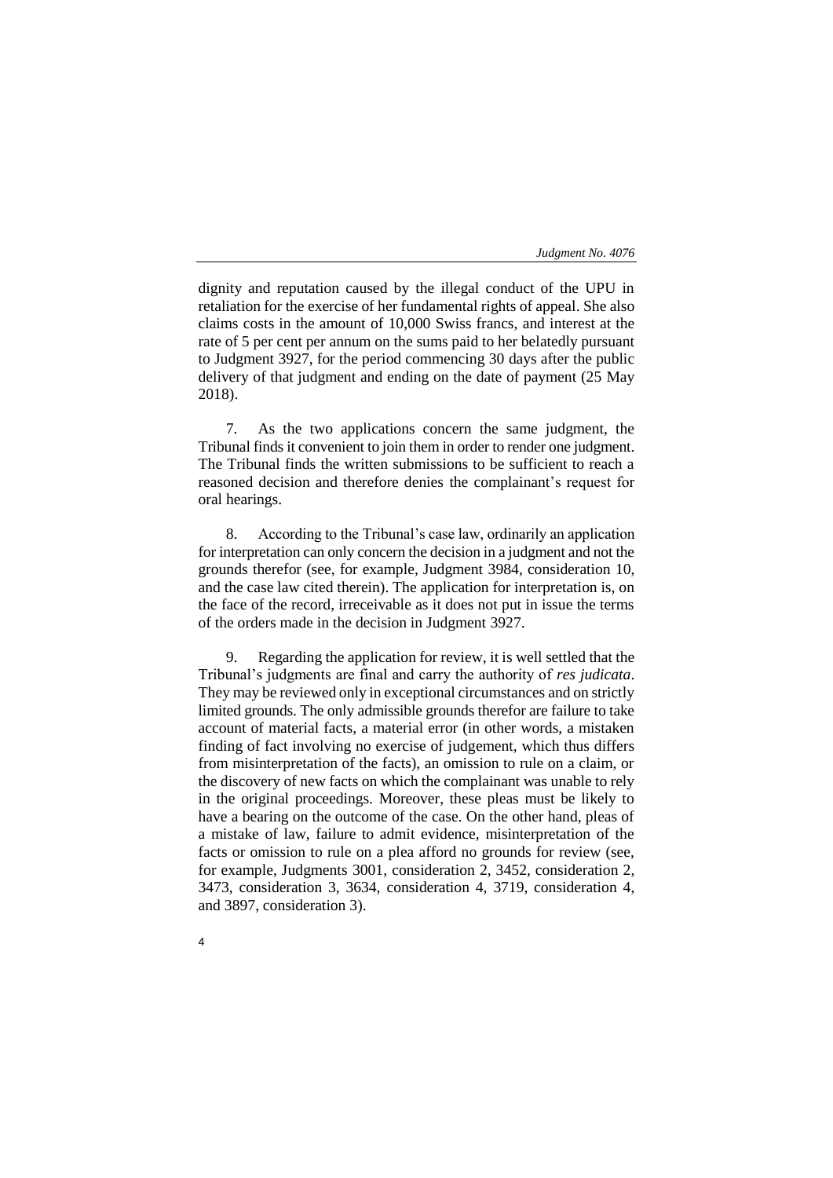dignity and reputation caused by the illegal conduct of the UPU in retaliation for the exercise of her fundamental rights of appeal. She also claims costs in the amount of 10,000 Swiss francs, and interest at the rate of 5 per cent per annum on the sums paid to her belatedly pursuant to Judgment 3927, for the period commencing 30 days after the public delivery of that judgment and ending on the date of payment (25 May 2018).

7. As the two applications concern the same judgment, the Tribunal finds it convenient to join them in order to render one judgment. The Tribunal finds the written submissions to be sufficient to reach a reasoned decision and therefore denies the complainant's request for oral hearings.

8. According to the Tribunal's case law, ordinarily an application for interpretation can only concern the decision in a judgment and not the grounds therefor (see, for example, Judgment 3984, consideration 10, and the case law cited therein). The application for interpretation is, on the face of the record, irreceivable as it does not put in issue the terms of the orders made in the decision in Judgment 3927.

9. Regarding the application for review, it is well settled that the Tribunal's judgments are final and carry the authority of *res judicata*. They may be reviewed only in exceptional circumstances and on strictly limited grounds. The only admissible grounds therefor are failure to take account of material facts, a material error (in other words, a mistaken finding of fact involving no exercise of judgement, which thus differs from misinterpretation of the facts), an omission to rule on a claim, or the discovery of new facts on which the complainant was unable to rely in the original proceedings. Moreover, these pleas must be likely to have a bearing on the outcome of the case. On the other hand, pleas of a mistake of law, failure to admit evidence, misinterpretation of the facts or omission to rule on a plea afford no grounds for review (see, for example, Judgments 3001, consideration 2, 3452, consideration 2, 3473, consideration 3, 3634, consideration 4, 3719, consideration 4, and 3897, consideration 3).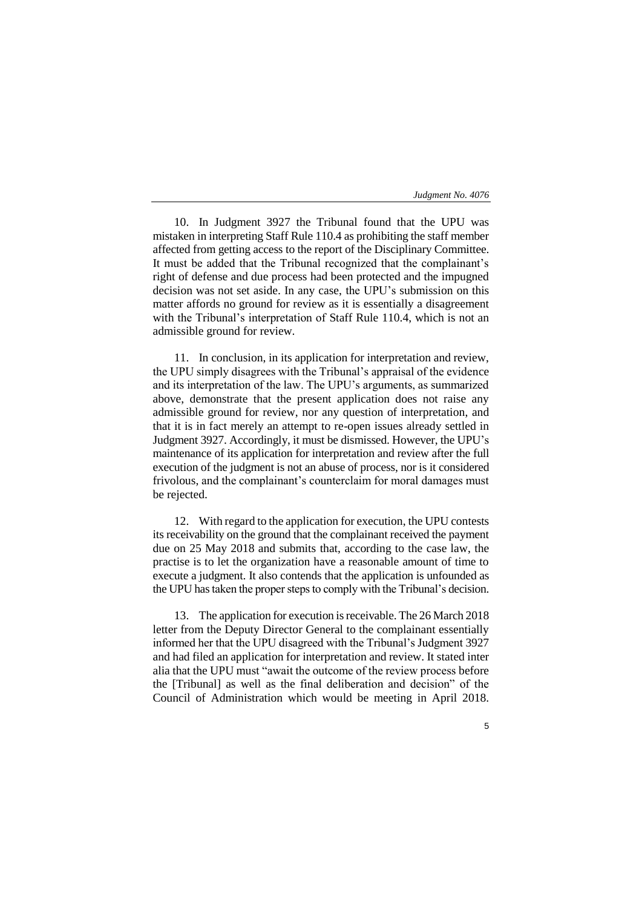10. In Judgment 3927 the Tribunal found that the UPU was mistaken in interpreting Staff Rule 110.4 as prohibiting the staff member affected from getting access to the report of the Disciplinary Committee. It must be added that the Tribunal recognized that the complainant's right of defense and due process had been protected and the impugned decision was not set aside. In any case, the UPU's submission on this matter affords no ground for review as it is essentially a disagreement with the Tribunal's interpretation of Staff Rule 110.4, which is not an admissible ground for review.

11. In conclusion, in its application for interpretation and review, the UPU simply disagrees with the Tribunal's appraisal of the evidence and its interpretation of the law. The UPU's arguments, as summarized above, demonstrate that the present application does not raise any admissible ground for review, nor any question of interpretation, and that it is in fact merely an attempt to re-open issues already settled in Judgment 3927. Accordingly, it must be dismissed. However, the UPU's maintenance of its application for interpretation and review after the full execution of the judgment is not an abuse of process, nor is it considered frivolous, and the complainant's counterclaim for moral damages must be rejected.

12. With regard to the application for execution, the UPU contests its receivability on the ground that the complainant received the payment due on 25 May 2018 and submits that, according to the case law, the practise is to let the organization have a reasonable amount of time to execute a judgment. It also contends that the application is unfounded as the UPU has taken the proper steps to comply with the Tribunal's decision.

13. The application for execution is receivable. The 26 March 2018 letter from the Deputy Director General to the complainant essentially informed her that the UPU disagreed with the Tribunal's Judgment 3927 and had filed an application for interpretation and review. It stated inter alia that the UPU must "await the outcome of the review process before the [Tribunal] as well as the final deliberation and decision" of the Council of Administration which would be meeting in April 2018.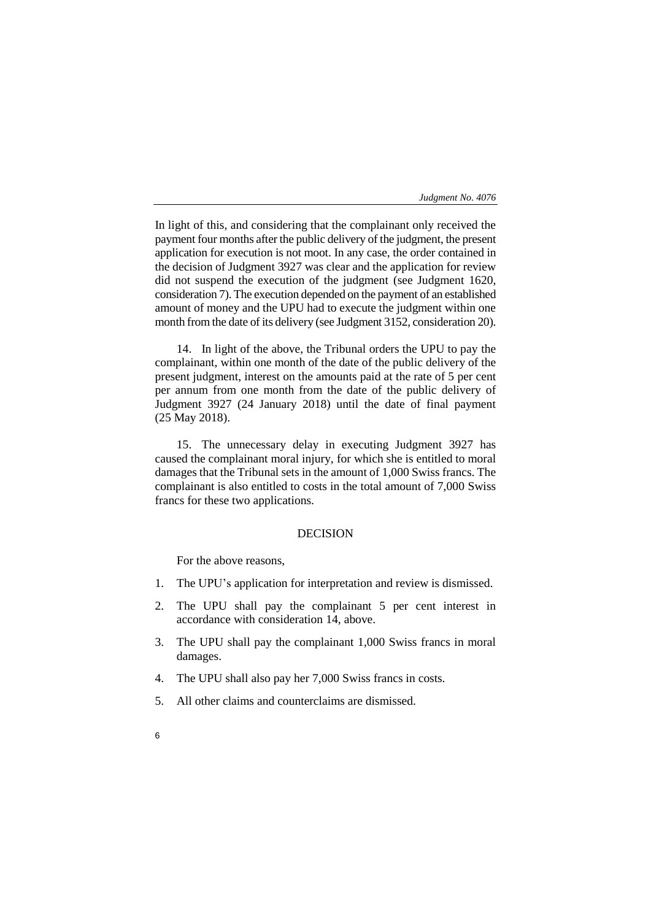In light of this, and considering that the complainant only received the payment four months after the public delivery of the judgment, the present application for execution is not moot. In any case, the order contained in the decision of Judgment 3927 was clear and the application for review did not suspend the execution of the judgment (see Judgment 1620, consideration 7). The execution depended on the payment of an established amount of money and the UPU had to execute the judgment within one month from the date of its delivery (see Judgment 3152, consideration 20).

14. In light of the above, the Tribunal orders the UPU to pay the complainant, within one month of the date of the public delivery of the present judgment, interest on the amounts paid at the rate of 5 per cent per annum from one month from the date of the public delivery of Judgment 3927 (24 January 2018) until the date of final payment (25 May 2018).

15. The unnecessary delay in executing Judgment 3927 has caused the complainant moral injury, for which she is entitled to moral damages that the Tribunal sets in the amount of 1,000 Swiss francs. The complainant is also entitled to costs in the total amount of 7,000 Swiss francs for these two applications.

## DECISION

For the above reasons,

1. The UPU's application for interpretation and review is dismissed.
2. The UPU shall pay the complainant 5 per cent interest in accordance with consideration 14, above.
3. The UPU shall pay the complainant 1,000 Swiss francs in moral damages.
4. The UPU shall also pay her 7,000 Swiss francs in costs.
5. All other claims and counterclaims are dismissed.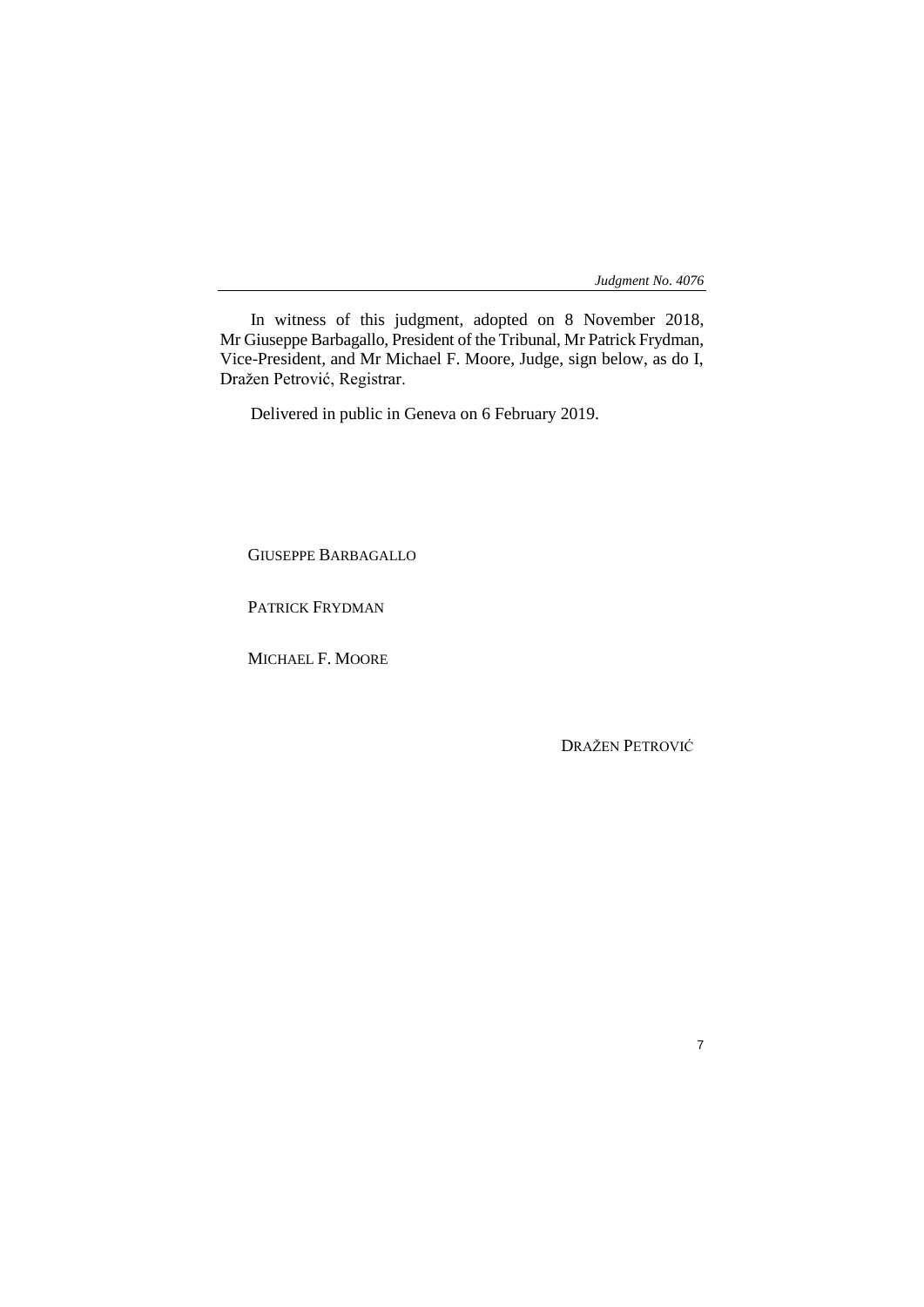In witness of this judgment, adopted on 8 November 2018, Mr Giuseppe Barbagallo, President of the Tribunal, Mr Patrick Frydman, Vice-President, and Mr Michael F. Moore, Judge, sign below, as do I, Dražen Petrović, Registrar.

Delivered in public in Geneva on 6 February 2019.

GIUSEPPE BARBAGALLO

PATRICK FRYDMAN

MICHAEL F. MOORE

DRAŽEN PETROVIĆ